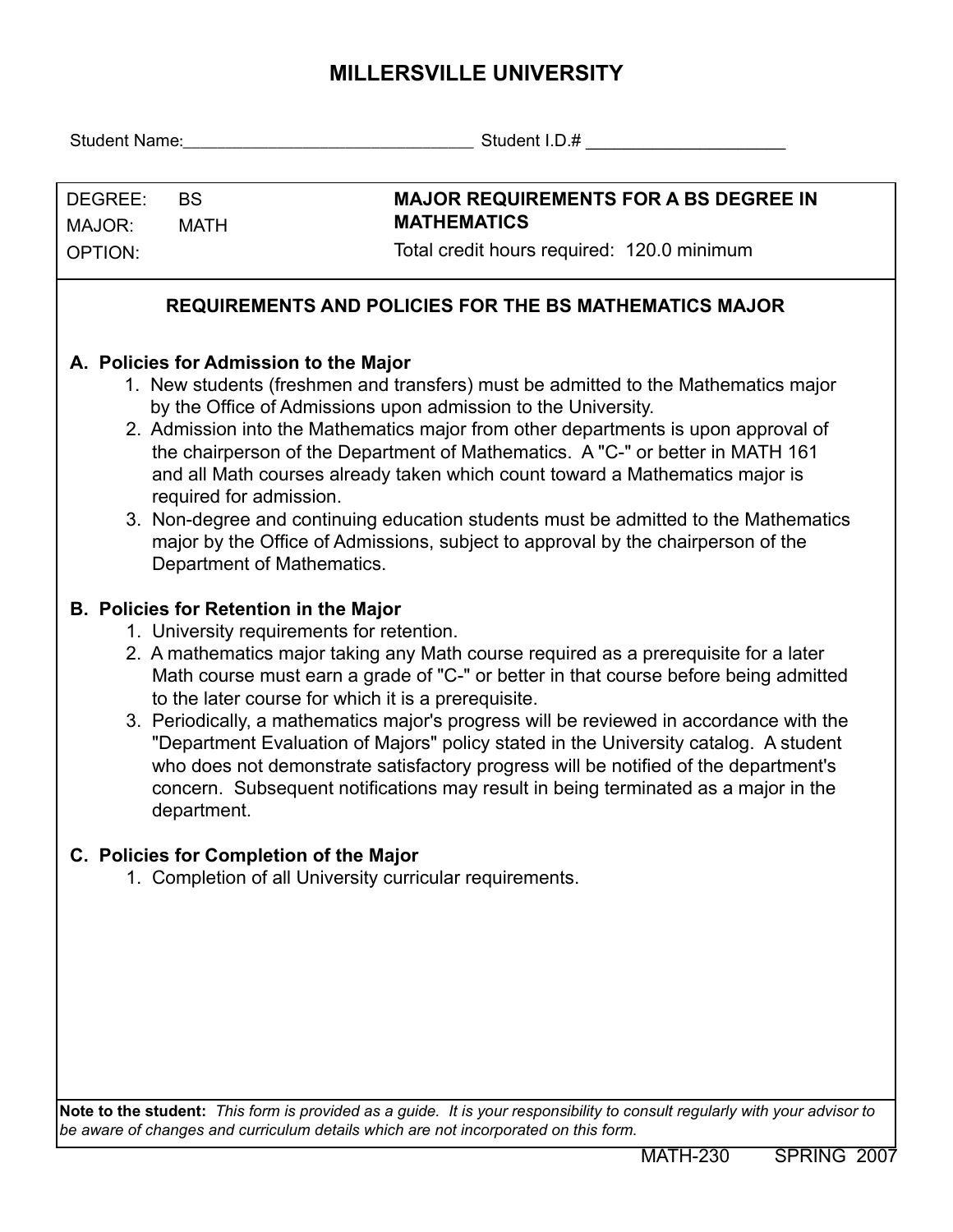# MILLERSVILLE UNIVERSITY

Student Name:_______________________________ Student I.D.# _____________________

| DEGREE: BS<br>MAJOR: MATH<br>OPTION: | **MAJOR REQUIREMENTS FOR A BS DEGREE IN MATHEMATICS**<br>Total credit hours required: 120.0 minimum |
|---|---|

## REQUIREMENTS AND POLICIES FOR THE BS MATHEMATICS MAJOR

### A. Policies for Admission to the Major

1. New students (freshmen and transfers) must be admitted to the Mathematics major by the Office of Admissions upon admission to the University.
2. Admission into the Mathematics major from other departments is upon approval of the chairperson of the Department of Mathematics. A "C-" or better in MATH 161 and all Math courses already taken which count toward a Mathematics major is required for admission.
3. Non-degree and continuing education students must be admitted to the Mathematics major by the Office of Admissions, subject to approval by the chairperson of the Department of Mathematics.

### B. Policies for Retention in the Major

1. University requirements for retention.
2. A mathematics major taking any Math course required as a prerequisite for a later Math course must earn a grade of "C-" or better in that course before being admitted to the later course for which it is a prerequisite.
3. Periodically, a mathematics major's progress will be reviewed in accordance with the "Department Evaluation of Majors" policy stated in the University catalog. A student who does not demonstrate satisfactory progress will be notified of the department's concern. Subsequent notifications may result in being terminated as a major in the department.

### C. Policies for Completion of the Major

1. Completion of all University curricular requirements.

**Note to the student:** *This form is provided as a guide. It is your responsibility to consult regularly with your advisor to be aware of changes and curriculum details which are not incorporated on this form.*

MATH-230 SPRING 2007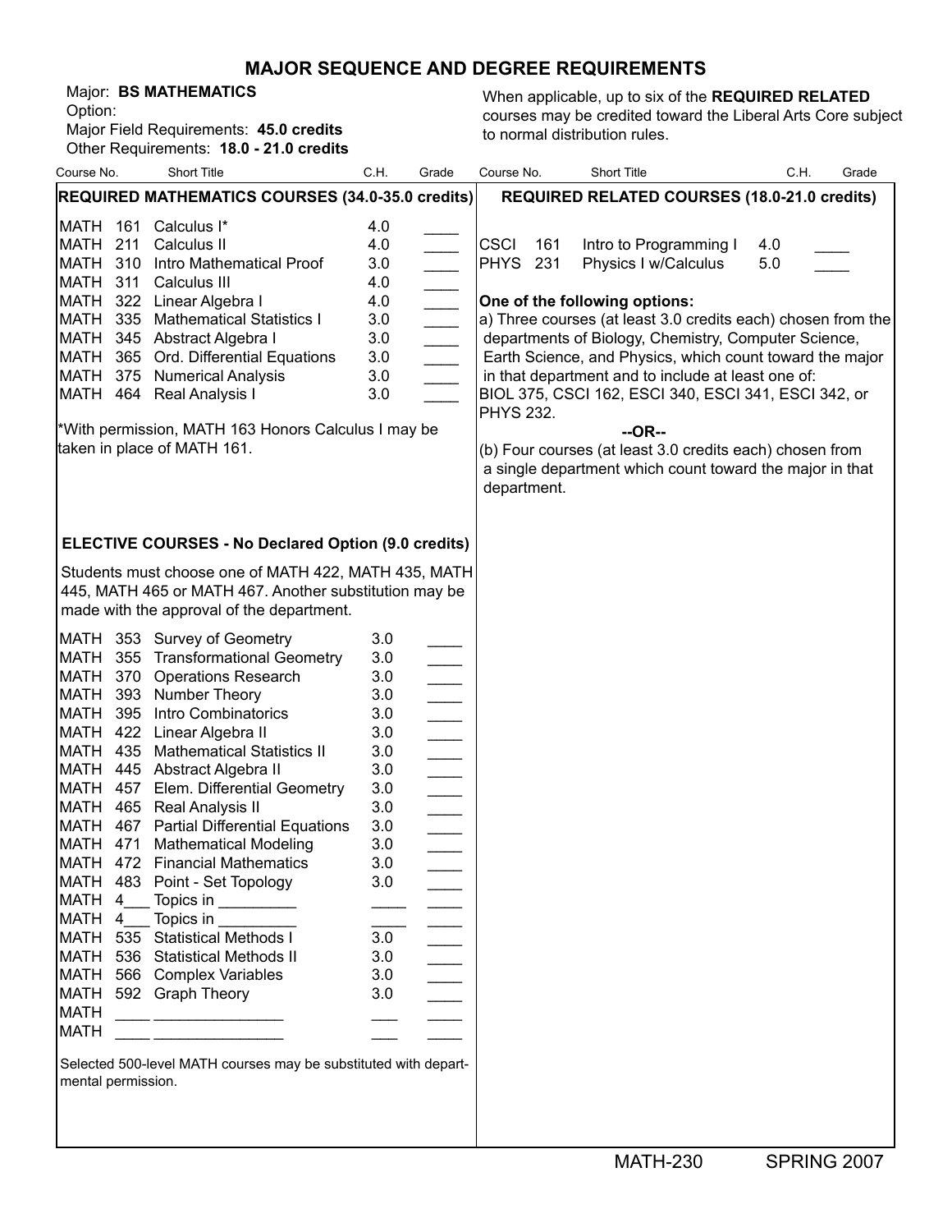# MAJOR SEQUENCE AND DEGREE REQUIREMENTS

Major: **BS MATHEMATICS**
Option:
Major Field Requirements: **45.0 credits**
Other Requirements: **18.0 - 21.0 credits**

When applicable, up to six of the **REQUIRED RELATED** courses may be credited toward the Liberal Arts Core subject to normal distribution rules.

## REQUIRED MATHEMATICS COURSES (34.0-35.0 credits)

| Course No. | | Short Title | C.H. | Grade |
|---|---|---|---|---|
| MATH | 161 | Calculus I* | 4.0 | ____ |
| MATH | 211 | Calculus II | 4.0 | ____ |
| MATH | 310 | Intro Mathematical Proof | 3.0 | ____ |
| MATH | 311 | Calculus III | 4.0 | ____ |
| MATH | 322 | Linear Algebra I | 4.0 | ____ |
| MATH | 335 | Mathematical Statistics I | 3.0 | ____ |
| MATH | 345 | Abstract Algebra I | 3.0 | ____ |
| MATH | 365 | Ord. Differential Equations | 3.0 | ____ |
| MATH | 375 | Numerical Analysis | 3.0 | ____ |
| MATH | 464 | Real Analysis I | 3.0 | ____ |

*With permission, MATH 163 Honors Calculus I may be taken in place of MATH 161.

## ELECTIVE COURSES - No Declared Option (9.0 credits)

Students must choose one of MATH 422, MATH 435, MATH 445, MATH 465 or MATH 467. Another substitution may be made with the approval of the department.

| Course No. | | Short Title | C.H. | Grade |
|---|---|---|---|---|
| MATH | 353 | Survey of Geometry | 3.0 | ____ |
| MATH | 355 | Transformational Geometry | 3.0 | ____ |
| MATH | 370 | Operations Research | 3.0 | ____ |
| MATH | 393 | Number Theory | 3.0 | ____ |
| MATH | 395 | Intro Combinatorics | 3.0 | ____ |
| MATH | 422 | Linear Algebra II | 3.0 | ____ |
| MATH | 435 | Mathematical Statistics II | 3.0 | ____ |
| MATH | 445 | Abstract Algebra II | 3.0 | ____ |
| MATH | 457 | Elem. Differential Geometry | 3.0 | ____ |
| MATH | 465 | Real Analysis II | 3.0 | ____ |
| MATH | 467 | Partial Differential Equations | 3.0 | ____ |
| MATH | 471 | Mathematical Modeling | 3.0 | ____ |
| MATH | 472 | Financial Mathematics | 3.0 | ____ |
| MATH | 483 | Point - Set Topology | 3.0 | ____ |
| MATH | 4___ | Topics in _________ | ____ | ____ |
| MATH | 4___ | Topics in _________ | ____ | ____ |
| MATH | 535 | Statistical Methods I | 3.0 | ____ |
| MATH | 536 | Statistical Methods II | 3.0 | ____ |
| MATH | 566 | Complex Variables | 3.0 | ____ |
| MATH | 592 | Graph Theory | 3.0 | ____ |
| MATH | ____ | _______________ | ___ | ____ |
| MATH | ____ | _______________ | ___ | ____ |

Selected 500-level MATH courses may be substituted with departmental permission.

## REQUIRED RELATED COURSES (18.0-21.0 credits)

| Course No. | | Short Title | C.H. | Grade |
|---|---|---|---|---|
| CSCI | 161 | Intro to Programming I | 4.0 | ____ |
| PHYS | 231 | Physics I w/Calculus | 5.0 | ____ |

**One of the following options:**

a) Three courses (at least 3.0 credits each) chosen from the departments of Biology, Chemistry, Computer Science, Earth Science, and Physics, which count toward the major in that department and to include at least one of: BIOL 375, CSCI 162, ESCI 340, ESCI 341, ESCI 342, or PHYS 232.

**--OR--**

(b) Four courses (at least 3.0 credits each) chosen from a single department which count toward the major in that department.

MATH-230 SPRING 2007